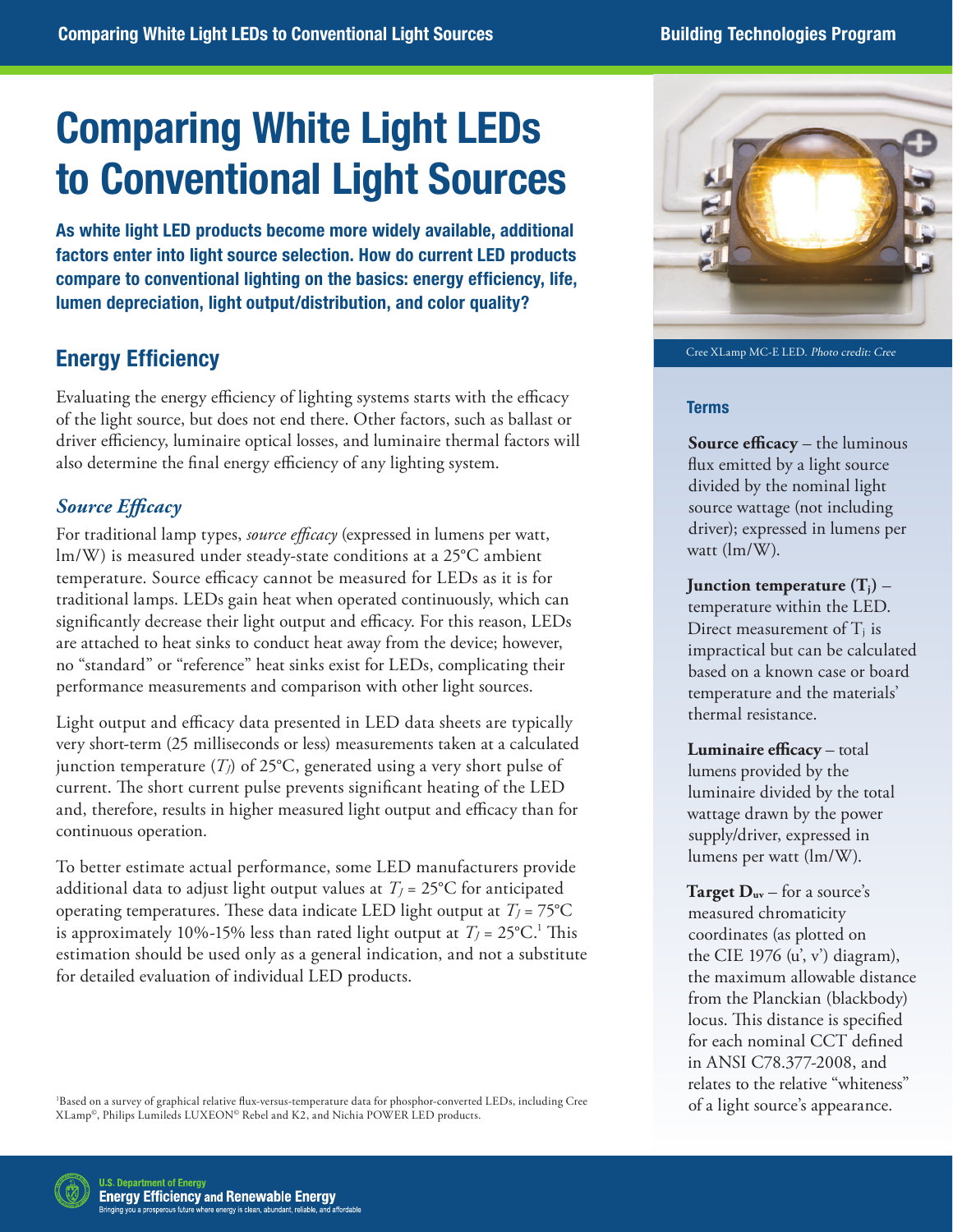# Comparing White Light LEDs to Conventional Light Sources

**As white light LED products become more widely available, additional factors enter into light source selection. How do current LED products compare to conventional lighting on the basics: energy efficiency, life, lumen depreciation, light output/distribution, and color quality?**

## Energy Efficiency

Evaluating the energy efficiency of lighting systems starts with the efficacy of the light source, but does not end there. Other factors, such as ballast or driver efficiency, luminaire optical losses, and luminaire thermal factors will also determine the final energy efficiency of any lighting system.

### *Source Efficacy*

For traditional lamp types, *source efficacy* (expressed in lumens per watt, lm/W) is measured under steady-state conditions at a 25°C ambient temperature. Source efficacy cannot be measured for LEDs as it is for traditional lamps. LEDs gain heat when operated continuously, which can significantly decrease their light output and efficacy. For this reason, LEDs are attached to heat sinks to conduct heat away from the device; however, no "standard" or "reference" heat sinks exist for LEDs, complicating their performance measurements and comparison with other light sources.

Light output and efficacy data presented in LED data sheets are typically very short-term (25 milliseconds or less) measurements taken at a calculated junction temperature ($T_j$) of 25°C, generated using a very short pulse of current. The short current pulse prevents significant heating of the LED and, therefore, results in higher measured light output and efficacy than for continuous operation.

To better estimate actual performance, some LED manufacturers provide additional data to adjust light output values at $T_J$ = 25°C for anticipated operating temperatures. These data indicate LED light output at $T_J$ = 75°C is approximately 10%-15% less than rated light output at $T_J$ = 25°C.[1] This estimation should be used only as a general indication, and not a substitute for detailed evaluation of individual LED products.

[1]Based on a survey of graphical relative flux-versus-temperature data for phosphor-converted LEDs, including Cree XLamp©, Philips Lumileds LUXEON© Rebel and K2, and Nichia POWER LED products.

Cree XLamp MC-E LED. *Photo credit: Cree*

### Terms

**Source efficacy** – the luminous flux emitted by a light source divided by the nominal light source wattage (not including driver); expressed in lumens per watt (lm/W).

**Junction temperature ($T_j$)** – temperature within the LED. Direct measurement of $T_j$ is impractical but can be calculated based on a known case or board temperature and the materials' thermal resistance.

**Luminaire efficacy** – total lumens provided by the luminaire divided by the total wattage drawn by the power supply/driver, expressed in lumens per watt (lm/W).

**Target $D_{uv}$** – for a source's measured chromaticity coordinates (as plotted on the CIE 1976 (u', v') diagram), the maximum allowable distance from the Planckian (blackbody) locus. This distance is specified for each nominal CCT defined in ANSI C78.377-2008, and relates to the relative "whiteness" of a light source's appearance.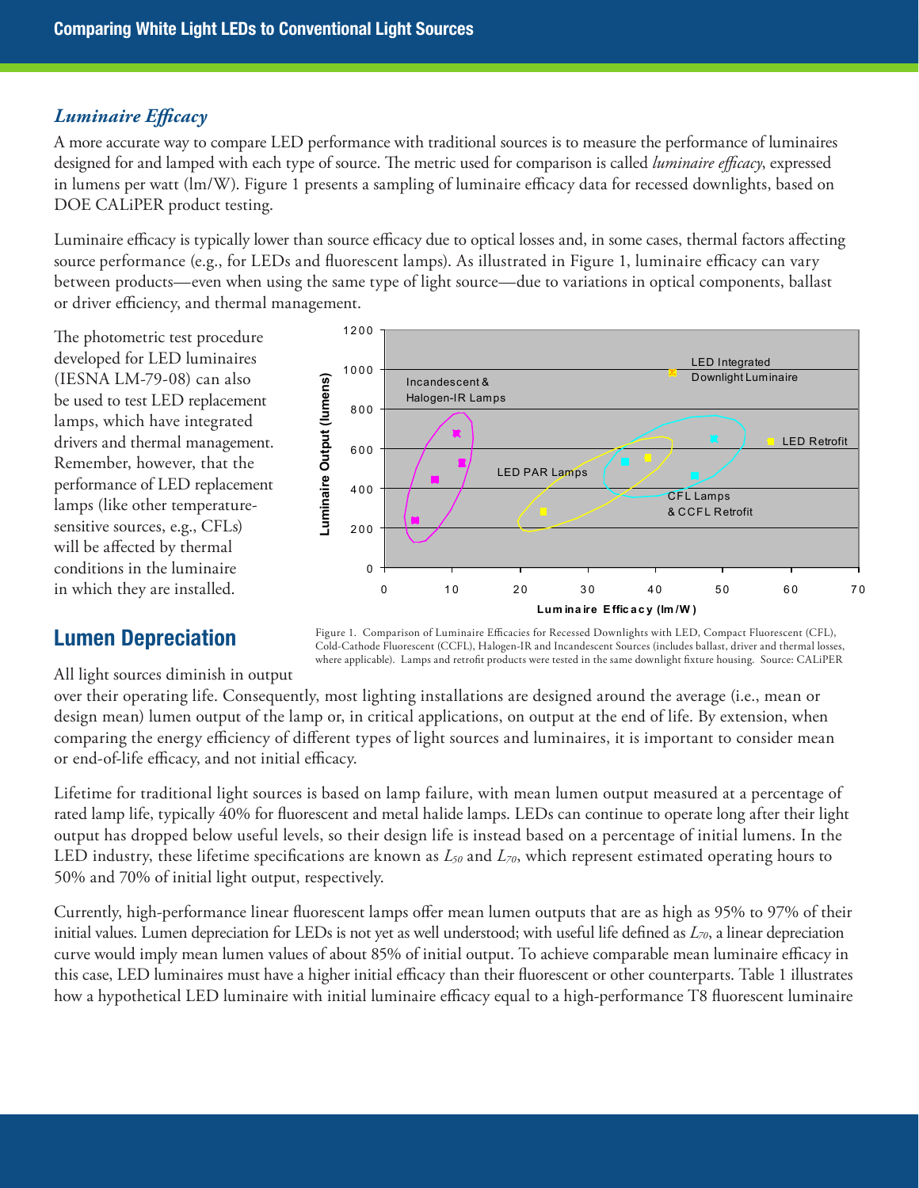### *Luminaire Efficacy*

A more accurate way to compare LED performance with traditional sources is to measure the performance of luminaires designed for and lamped with each type of source. The metric used for comparison is called *luminaire efficacy*, expressed in lumens per watt (lm/W). Figure 1 presents a sampling of luminaire efficacy data for recessed downlights, based on DOE CALiPER product testing.

Luminaire efficacy is typically lower than source efficacy due to optical losses and, in some cases, thermal factors affecting source performance (e.g., for LEDs and fluorescent lamps). As illustrated in Figure 1, luminaire efficacy can vary between products—even when using the same type of light source—due to variations in optical components, ballast or driver efficiency, and thermal management.

The photometric test procedure developed for LED luminaires (IESNA LM-79-08) can also be used to test LED replacement lamps, which have integrated drivers and thermal management. Remember, however, that the performance of LED replacement lamps (like other temperature-sensitive sources, e.g., CFLs) will be affected by thermal conditions in the luminaire in which they are installed.

Figure 1. Comparison of Luminaire Efficacies for Recessed Downlights with LED, Compact Fluorescent (CFL), Cold-Cathode Fluorescent (CCFL), Halogen-IR and Incandescent Sources (includes ballast, driver and thermal losses, where applicable). Lamps and retrofit products were tested in the same downlight fixture housing. Source: CALiPER

## Lumen Depreciation

All light sources diminish in output over their operating life. Consequently, most lighting installations are designed around the average (i.e., mean or design mean) lumen output of the lamp or, in critical applications, on output at the end of life. By extension, when comparing the energy efficiency of different types of light sources and luminaires, it is important to consider mean or end-of-life efficacy, and not initial efficacy.

Lifetime for traditional light sources is based on lamp failure, with mean lumen output measured at a percentage of rated lamp life, typically 40% for fluorescent and metal halide lamps. LEDs can continue to operate long after their light output has dropped below useful levels, so their design life is instead based on a percentage of initial lumens. In the LED industry, these lifetime specifications are known as $L_{50}$ and $L_{70}$, which represent estimated operating hours to 50% and 70% of initial light output, respectively.

Currently, high-performance linear fluorescent lamps offer mean lumen outputs that are as high as 95% to 97% of their initial values. Lumen depreciation for LEDs is not yet as well understood; with useful life defined as $L_{70}$, a linear depreciation curve would imply mean lumen values of about 85% of initial output. To achieve comparable mean luminaire efficacy in this case, LED luminaires must have a higher initial efficacy than their fluorescent or other counterparts. Table 1 illustrates how a hypothetical LED luminaire with initial luminaire efficacy equal to a high-performance T8 fluorescent luminaire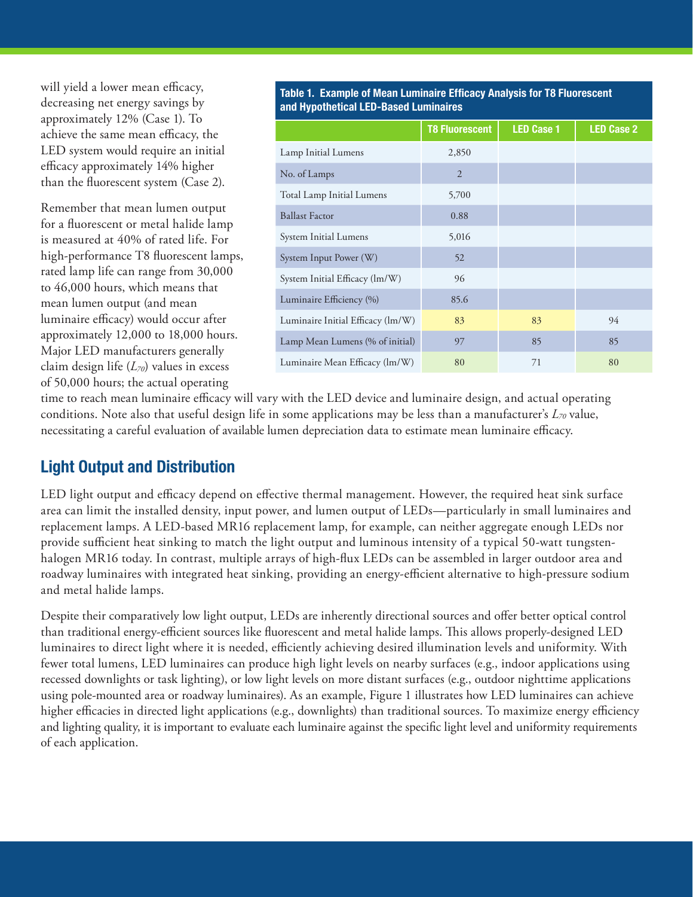will yield a lower mean efficacy, decreasing net energy savings by approximately 12% (Case 1). To achieve the same mean efficacy, the LED system would require an initial efficacy approximately 14% higher than the fluorescent system (Case 2).

Remember that mean lumen output for a fluorescent or metal halide lamp is measured at 40% of rated life. For high-performance T8 fluorescent lamps, rated lamp life can range from 30,000 to 46,000 hours, which means that mean lumen output (and mean luminaire efficacy) would occur after approximately 12,000 to 18,000 hours. Major LED manufacturers generally claim design life ($L_{70}$) values in excess of 50,000 hours; the actual operating time to reach mean luminaire efficacy will vary with the LED device and luminaire design, and actual operating conditions. Note also that useful design life in some applications may be less than a manufacturer's $L_{70}$ value, necessitating a careful evaluation of available lumen depreciation data to estimate mean luminaire efficacy.

**Table 1. Example of Mean Luminaire Efficacy Analysis for T8 Fluorescent and Hypothetical LED-Based Luminaires**

| | T8 Fluorescent | LED Case 1 | LED Case 2 |
|---|---|---|---|
| Lamp Initial Lumens | 2,850 | | |
| No. of Lamps | 2 | | |
| Total Lamp Initial Lumens | 5,700 | | |
| Ballast Factor | 0.88 | | |
| System Initial Lumens | 5,016 | | |
| System Input Power (W) | 52 | | |
| System Initial Efficacy (lm/W) | 96 | | |
| Luminaire Efficiency (%) | 85.6 | | |
| Luminaire Initial Efficacy (lm/W) | 83 | 83 | 94 |
| Lamp Mean Lumens (% of initial) | 97 | 85 | 85 |
| Luminaire Mean Efficacy (lm/W) | 80 | 71 | 80 |

## Light Output and Distribution

LED light output and efficacy depend on effective thermal management. However, the required heat sink surface area can limit the installed density, input power, and lumen output of LEDs—particularly in small luminaires and replacement lamps. A LED-based MR16 replacement lamp, for example, can neither aggregate enough LEDs nor provide sufficient heat sinking to match the light output and luminous intensity of a typical 50-watt tungsten-halogen MR16 today. In contrast, multiple arrays of high-flux LEDs can be assembled in larger outdoor area and roadway luminaires with integrated heat sinking, providing an energy-efficient alternative to high-pressure sodium and metal halide lamps.

Despite their comparatively low light output, LEDs are inherently directional sources and offer better optical control than traditional energy-efficient sources like fluorescent and metal halide lamps. This allows properly-designed LED luminaires to direct light where it is needed, efficiently achieving desired illumination levels and uniformity. With fewer total lumens, LED luminaires can produce high light levels on nearby surfaces (e.g., indoor applications using recessed downlights or task lighting), or low light levels on more distant surfaces (e.g., outdoor nighttime applications using pole-mounted area or roadway luminaires). As an example, Figure 1 illustrates how LED luminaires can achieve higher efficacies in directed light applications (e.g., downlights) than traditional sources. To maximize energy efficiency and lighting quality, it is important to evaluate each luminaire against the specific light level and uniformity requirements of each application.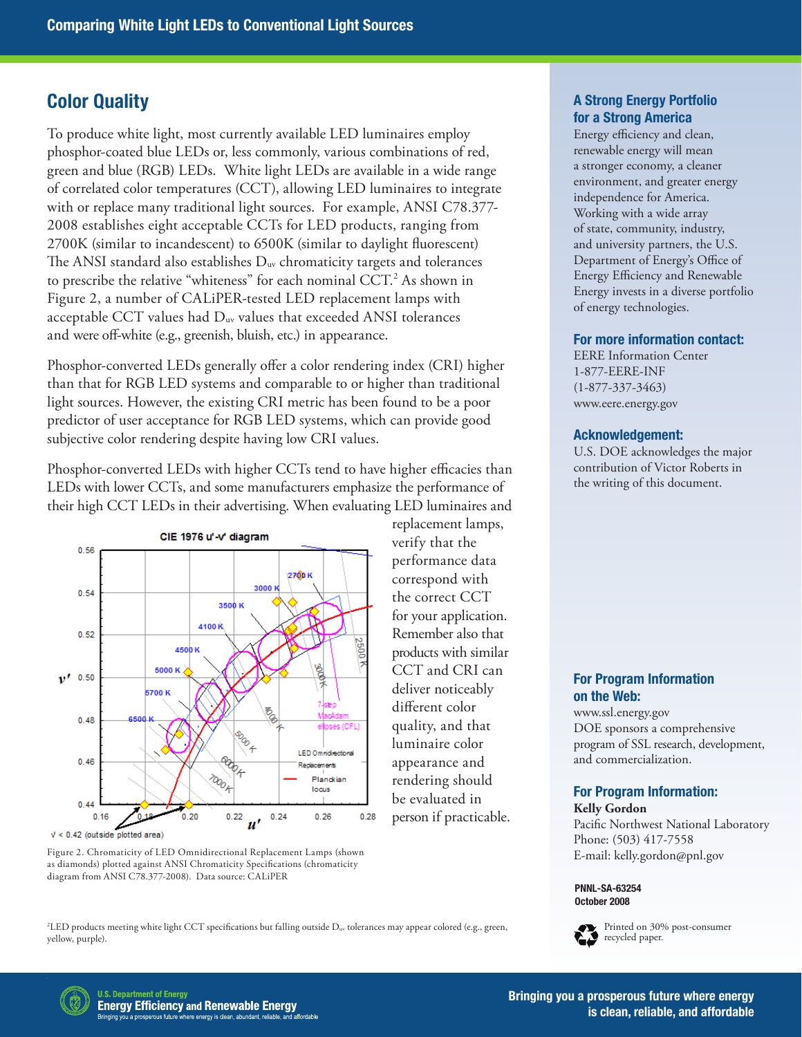## Color Quality

To produce white light, most currently available LED luminaires employ phosphor-coated blue LEDs or, less commonly, various combinations of red, green and blue (RGB) LEDs. White light LEDs are available in a wide range of correlated color temperatures (CCT), allowing LED luminaires to integrate with or replace many traditional light sources. For example, ANSI C78.377-2008 establishes eight acceptable CCTs for LED products, ranging from 2700K (similar to incandescent) to 6500K (similar to daylight fluorescent) The ANSI standard also establishes $D_{uv}$ chromaticity targets and tolerances to prescribe the relative "whiteness" for each nominal CCT.[2] As shown in Figure 2, a number of CALiPER-tested LED replacement lamps with acceptable CCT values had $D_{uv}$ values that exceeded ANSI tolerances and were off-white (e.g., greenish, bluish, etc.) in appearance.

Phosphor-converted LEDs generally offer a color rendering index (CRI) higher than that for RGB LED systems and comparable to or higher than traditional light sources. However, the existing CRI metric has been found to be a poor predictor of user acceptance for RGB LED systems, which can provide good subjective color rendering despite having low CRI values.

Phosphor-converted LEDs with higher CCTs tend to have higher efficacies than LEDs with lower CCTs, and some manufacturers emphasize the performance of their high CCT LEDs in their advertising. When evaluating LED luminaires and replacement lamps, verify that the performance data correspond with the correct CCT for your application. Remember also that products with similar CCT and CRI can deliver noticeably different color quality, and that luminaire color appearance and rendering should be evaluated in person if practicable.

CIE 1976 u'-v' diagram

0.56, 0.54, 0.52, 0.50, 0.48, 0.46, 0.44

v'

0.16, 0.18, 0.20, 0.22, 0.24, 0.26, 0.28

u'

2700 K, 3000 K, 3500 K, 4100 K, 4500 K, 5000 K, 5700 K, 6500 K

2500 K, 3000 K, 4000 K, 5000 K, 6000 K, 7000 K

7-step MacAdam ellipses (CFL)

LED Omnidirectional Replacements

Planckian locus

v' < 0.42 (outside plotted area)

Figure 2. Chromaticity of LED Omnidirectional Replacement Lamps (shown as diamonds) plotted against ANSI Chromaticity Specifications (chromaticity diagram from ANSI C78.377-2008). Data source: CALiPER

[2]LED products meeting white light CCT specifications but falling outside $D_{uv}$ tolerances may appear colored (e.g., green, yellow, purple).

### A Strong Energy Portfolio for a Strong America

Energy efficiency and clean, renewable energy will mean a stronger economy, a cleaner environment, and greater energy independence for America. Working with a wide array of state, community, industry, and university partners, the U.S. Department of Energy's Office of Energy Efficiency and Renewable Energy invests in a diverse portfolio of energy technologies.

### For more information contact:

EERE Information Center
1-877-EERE-INF
(1-877-337-3463)
www.eere.energy.gov

### Acknowledgement:

U.S. DOE acknowledges the major contribution of Victor Roberts in the writing of this document.

### For Program Information on the Web:

www.ssl.energy.gov
DOE sponsors a comprehensive program of SSL research, development, and commercialization.

### For Program Information:

**Kelly Gordon**
Pacific Northwest National Laboratory
Phone: (503) 417-7558
E-mail: kelly.gordon@pnl.gov

**PNNL-SA-63254**
**October 2008**

Printed on 30% post-consumer recycled paper.

U.S. Department of Energy
Energy Efficiency and Renewable Energy
Bringing you a prosperous future where energy is clean, abundant, reliable, and affordable

Bringing you a prosperous future where energy is clean, reliable, and affordable